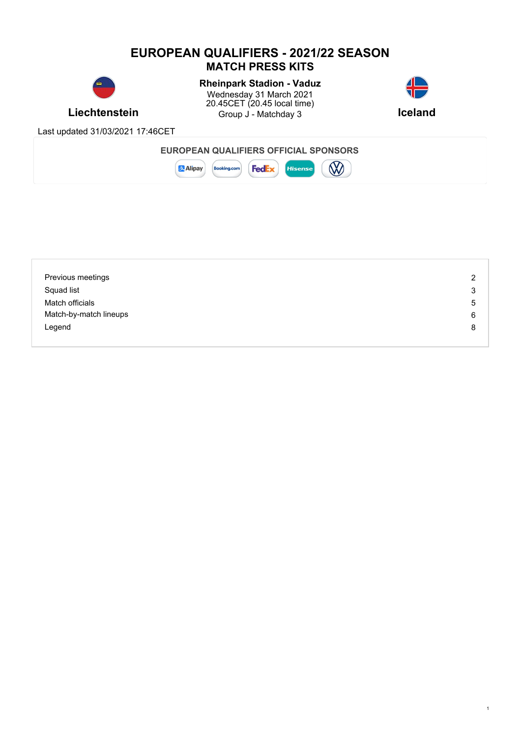# EUROPEAN QUALIFIERS - 2021/22 SEASON
## MATCH PRESS KITS

**Liechtenstein**

**Rheinpark Stadion - Vaduz**
Wednesday 31 March 2021
20.45CET (20.45 local time)
Group J - Matchday 3

**Iceland**

Last updated 31/03/2021 17:46CET

**EUROPEAN QUALIFIERS OFFICIAL SPONSORS**

Alipay, Booking.com, FedEx, Hisense, VW

| | |
|---|---|
| Previous meetings | 2 |
| Squad list | 3 |
| Match officials | 5 |
| Match-by-match lineups | 6 |
| Legend | 8 |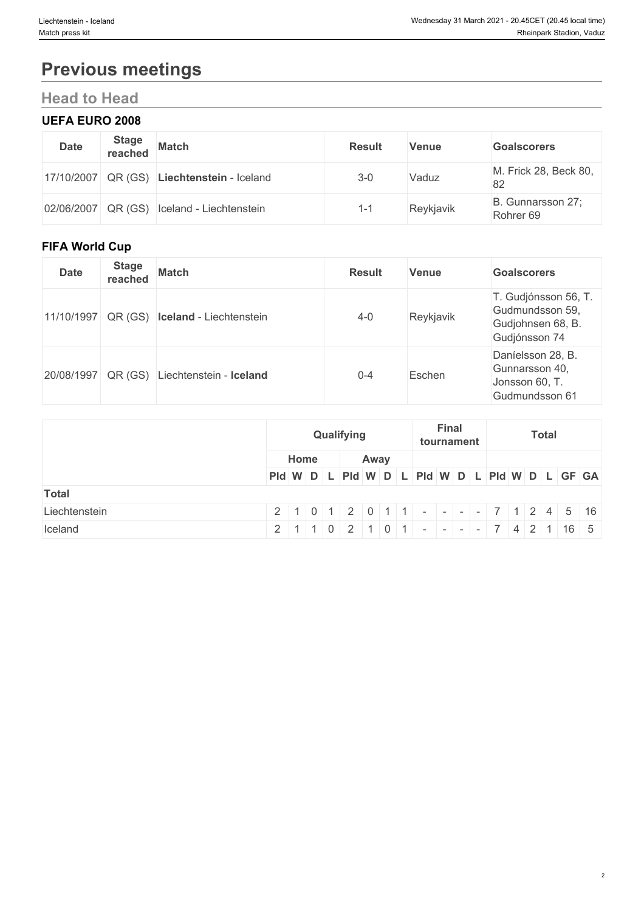# Previous meetings

## Head to Head

### UEFA EURO 2008

| Date | Stage reached | Match | Result | Venue | Goalscorers |
| --- | --- | --- | --- | --- | --- |
| 17/10/2007 | QR (GS) | **Liechtenstein** - Iceland | 3-0 | Vaduz | M. Frick 28, Beck 80, 82 |
| 02/06/2007 | QR (GS) | Iceland - Liechtenstein | 1-1 | Reykjavik | B. Gunnarsson 27; Rohrer 69 |

### FIFA World Cup

| Date | Stage reached | Match | Result | Venue | Goalscorers |
| --- | --- | --- | --- | --- | --- |
| 11/10/1997 | QR (GS) | **Iceland** - Liechtenstein | 4-0 | Reykjavik | T. Gudjónsson 56, T. Gudmundsson 59, Gudjohnsen 68, B. Gudjónsson 74 |
| 20/08/1997 | QR (GS) | Liechtenstein - **Iceland** | 0-4 | Eschen | Daníelsson 28, B. Gunnarsson 40, Jonsson 60, T. Gudmundsson 61 |

| | Qualifying | | | | | | | | Final tournament | | | | Total | | | | | |
| --- | --- | --- | --- | --- | --- | --- | --- | --- | --- | --- | --- | --- | --- | --- | --- | --- | --- | --- |
| | Home | | | | Away | | | | | | | | | | | | | |
| | Pld | W | D | L | Pld | W | D | L | Pld | W | D | L | Pld | W | D | L | GF | GA |
| **Total** | | | | | | | | | | | | | | | | | | |
| Liechtenstein | 2 | 1 | 0 | 1 | 2 | 0 | 1 | 1 | - | - | - | - | 7 | 1 | 2 | 4 | 5 | 16 |
| Iceland | 2 | 1 | 1 | 0 | 2 | 1 | 0 | 1 | - | - | - | - | 7 | 4 | 2 | 1 | 16 | 5 |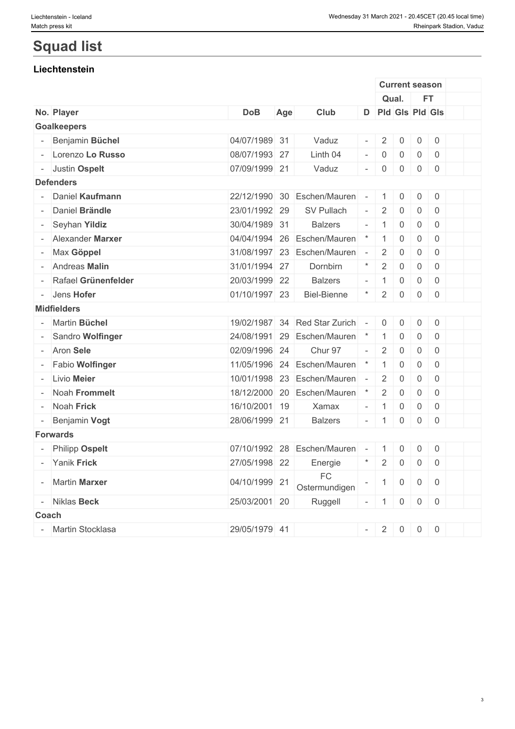# Squad list

## Liechtenstein

| | | | | | | Current season | | | |
|---|---|---|---|---|---|---|---|---|---|
| | | | | | | Qual. | | FT | |
| No. | Player | DoB | Age | Club | D | Pld | Gls | Pld | Gls |
| **Goalkeepers** | | | | | | | | | |
| - | Benjamin **Büchel** | 04/07/1989 | 31 | Vaduz | - | 2 | 0 | 0 | 0 |
| - | Lorenzo **Lo Russo** | 08/07/1993 | 27 | Linth 04 | - | 0 | 0 | 0 | 0 |
| - | Justin **Ospelt** | 07/09/1999 | 21 | Vaduz | - | 0 | 0 | 0 | 0 |
| **Defenders** | | | | | | | | | |
| - | Daniel **Kaufmann** | 22/12/1990 | 30 | Eschen/Mauren | - | 1 | 0 | 0 | 0 |
| - | Daniel **Brändle** | 23/01/1992 | 29 | SV Pullach | - | 2 | 0 | 0 | 0 |
| - | Seyhan **Yildiz** | 30/04/1989 | 31 | Balzers | - | 1 | 0 | 0 | 0 |
| - | Alexander **Marxer** | 04/04/1994 | 26 | Eschen/Mauren | * | 1 | 0 | 0 | 0 |
| - | Max **Göppel** | 31/08/1997 | 23 | Eschen/Mauren | - | 2 | 0 | 0 | 0 |
| - | Andreas **Malin** | 31/01/1994 | 27 | Dornbirn | * | 2 | 0 | 0 | 0 |
| - | Rafael **Grünenfelder** | 20/03/1999 | 22 | Balzers | - | 1 | 0 | 0 | 0 |
| - | Jens **Hofer** | 01/10/1997 | 23 | Biel-Bienne | * | 2 | 0 | 0 | 0 |
| **Midfielders** | | | | | | | | | |
| - | Martin **Büchel** | 19/02/1987 | 34 | Red Star Zurich | - | 0 | 0 | 0 | 0 |
| - | Sandro **Wolfinger** | 24/08/1991 | 29 | Eschen/Mauren | * | 1 | 0 | 0 | 0 |
| - | Aron **Sele** | 02/09/1996 | 24 | Chur 97 | - | 2 | 0 | 0 | 0 |
| - | Fabio **Wolfinger** | 11/05/1996 | 24 | Eschen/Mauren | * | 1 | 0 | 0 | 0 |
| - | Livio **Meier** | 10/01/1998 | 23 | Eschen/Mauren | - | 2 | 0 | 0 | 0 |
| - | Noah **Frommelt** | 18/12/2000 | 20 | Eschen/Mauren | * | 2 | 0 | 0 | 0 |
| - | Noah **Frick** | 16/10/2001 | 19 | Xamax | - | 1 | 0 | 0 | 0 |
| - | Benjamin **Vogt** | 28/06/1999 | 21 | Balzers | - | 1 | 0 | 0 | 0 |
| **Forwards** | | | | | | | | | |
| - | Philipp **Ospelt** | 07/10/1992 | 28 | Eschen/Mauren | - | 1 | 0 | 0 | 0 |
| - | Yanik **Frick** | 27/05/1998 | 22 | Energie | * | 2 | 0 | 0 | 0 |
| - | Martin **Marxer** | 04/10/1999 | 21 | FC Ostermundigen | - | 1 | 0 | 0 | 0 |
| - | Niklas **Beck** | 25/03/2001 | 20 | Ruggell | - | 1 | 0 | 0 | 0 |
| **Coach** | | | | | | | | | |
| - | Martin Stocklasa | 29/05/1979 | 41 | | - | 2 | 0 | 0 | 0 |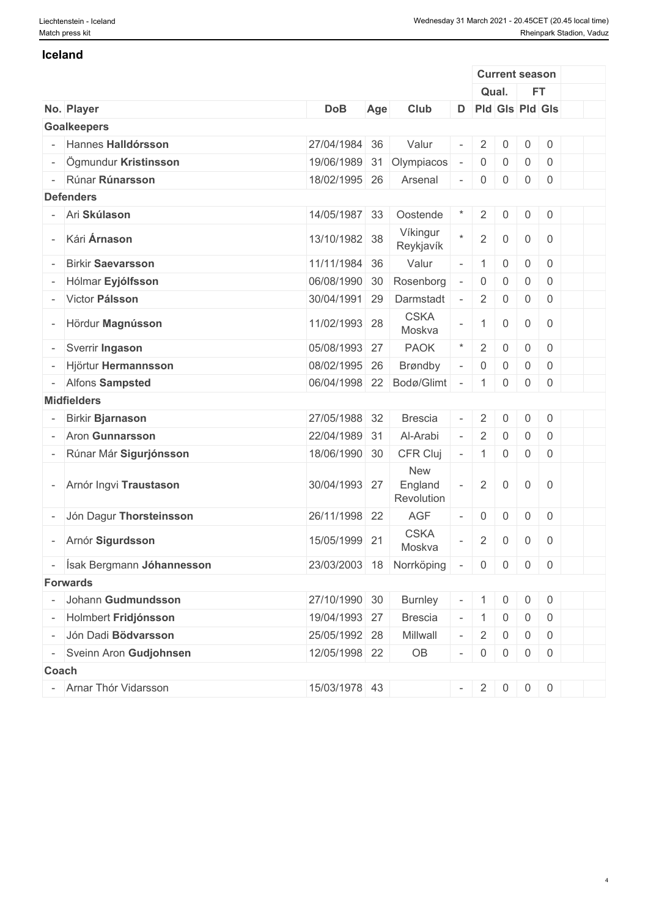## Iceland

| No. | Player | DoB | Age | Club | D | Current season | | | | | |
|---|---|---|---|---|---|---|---|---|---|---|---|
| | | | | | | Qual. | | FT | | | |
| | | | | | | Pld | Gls | Pld | Gls | | |
| **Goalkeepers** | | | | | | | | | | | |
| - | Hannes **Halldórsson** | 27/04/1984 | 36 | Valur | - | 2 | 0 | 0 | 0 | | |
| - | Ögmundur **Kristinsson** | 19/06/1989 | 31 | Olympiacos | - | 0 | 0 | 0 | 0 | | |
| - | Rúnar **Rúnarsson** | 18/02/1995 | 26 | Arsenal | - | 0 | 0 | 0 | 0 | | |
| **Defenders** | | | | | | | | | | | |
| - | Ari **Skúlason** | 14/05/1987 | 33 | Oostende | * | 2 | 0 | 0 | 0 | | |
| - | Kári **Árnason** | 13/10/1982 | 38 | Víkingur Reykjavík | * | 2 | 0 | 0 | 0 | | |
| - | Birkir **Saevarsson** | 11/11/1984 | 36 | Valur | - | 1 | 0 | 0 | 0 | | |
| - | Hólmar **Eyjólfsson** | 06/08/1990 | 30 | Rosenborg | - | 0 | 0 | 0 | 0 | | |
| - | Victor **Pálsson** | 30/04/1991 | 29 | Darmstadt | - | 2 | 0 | 0 | 0 | | |
| - | Hördur **Magnússon** | 11/02/1993 | 28 | CSKA Moskva | - | 1 | 0 | 0 | 0 | | |
| - | Sverrir **Ingason** | 05/08/1993 | 27 | PAOK | * | 2 | 0 | 0 | 0 | | |
| - | Hjörtur **Hermannsson** | 08/02/1995 | 26 | Brøndby | - | 0 | 0 | 0 | 0 | | |
| - | Alfons **Sampsted** | 06/04/1998 | 22 | Bodø/Glimt | - | 1 | 0 | 0 | 0 | | |
| **Midfielders** | | | | | | | | | | | |
| - | Birkir **Bjarnason** | 27/05/1988 | 32 | Brescia | - | 2 | 0 | 0 | 0 | | |
| - | Aron **Gunnarsson** | 22/04/1989 | 31 | Al-Arabi | - | 2 | 0 | 0 | 0 | | |
| - | Rúnar Már **Sigurjónsson** | 18/06/1990 | 30 | CFR Cluj | - | 1 | 0 | 0 | 0 | | |
| - | Arnór Ingvi **Traustason** | 30/04/1993 | 27 | New England Revolution | - | 2 | 0 | 0 | 0 | | |
| - | Jón Dagur **Thorsteinsson** | 26/11/1998 | 22 | AGF | - | 0 | 0 | 0 | 0 | | |
| - | Arnór **Sigurdsson** | 15/05/1999 | 21 | CSKA Moskva | - | 2 | 0 | 0 | 0 | | |
| - | Ísak Bergmann **Jóhannesson** | 23/03/2003 | 18 | Norrköping | - | 0 | 0 | 0 | 0 | | |
| **Forwards** | | | | | | | | | | | |
| - | Johann **Gudmundsson** | 27/10/1990 | 30 | Burnley | - | 1 | 0 | 0 | 0 | | |
| - | Holmbert **Fridjónsson** | 19/04/1993 | 27 | Brescia | - | 1 | 0 | 0 | 0 | | |
| - | Jón Dadi **Bödvarsson** | 25/05/1992 | 28 | Millwall | - | 2 | 0 | 0 | 0 | | |
| - | Sveinn Aron **Gudjohnsen** | 12/05/1998 | 22 | OB | - | 0 | 0 | 0 | 0 | | |
| **Coach** | | | | | | | | | | | |
| - | Arnar Thór Vidarsson | 15/03/1978 | 43 | | - | 2 | 0 | 0 | 0 | | |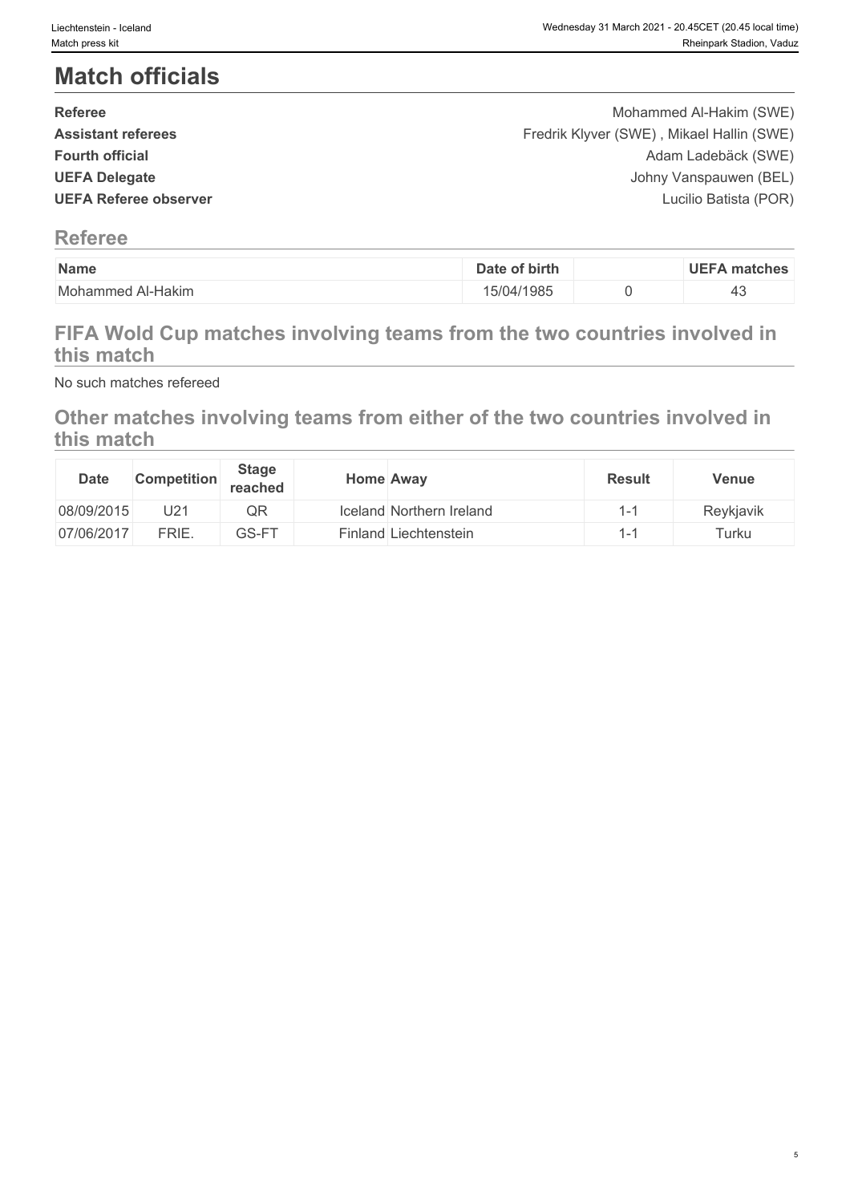# Match officials

| | |
|---|---|
| **Referee** | Mohammed Al-Hakim (SWE) |
| **Assistant referees** | Fredrik Klyver (SWE) , Mikael Hallin (SWE) |
| **Fourth official** | Adam Ladebäck (SWE) |
| **UEFA Delegate** | Johny Vanspauwen (BEL) |
| **UEFA Referee observer** | Lucilio Batista (POR) |

## Referee

| Name | Date of birth | | UEFA matches |
|---|---|---|---|
| Mohammed Al-Hakim | 15/04/1985 | 0 | 43 |

## FIFA Wold Cup matches involving teams from the two countries involved in this match

No such matches refereed

## Other matches involving teams from either of the two countries involved in this match

| Date | Competition | Stage reached | Home | Away | Result | Venue |
|---|---|---|---|---|---|---|
| 08/09/2015 | U21 | QR | Iceland | Northern Ireland | 1-1 | Reykjavik |
| 07/06/2017 | FRIE. | GS-FT | Finland | Liechtenstein | 1-1 | Turku |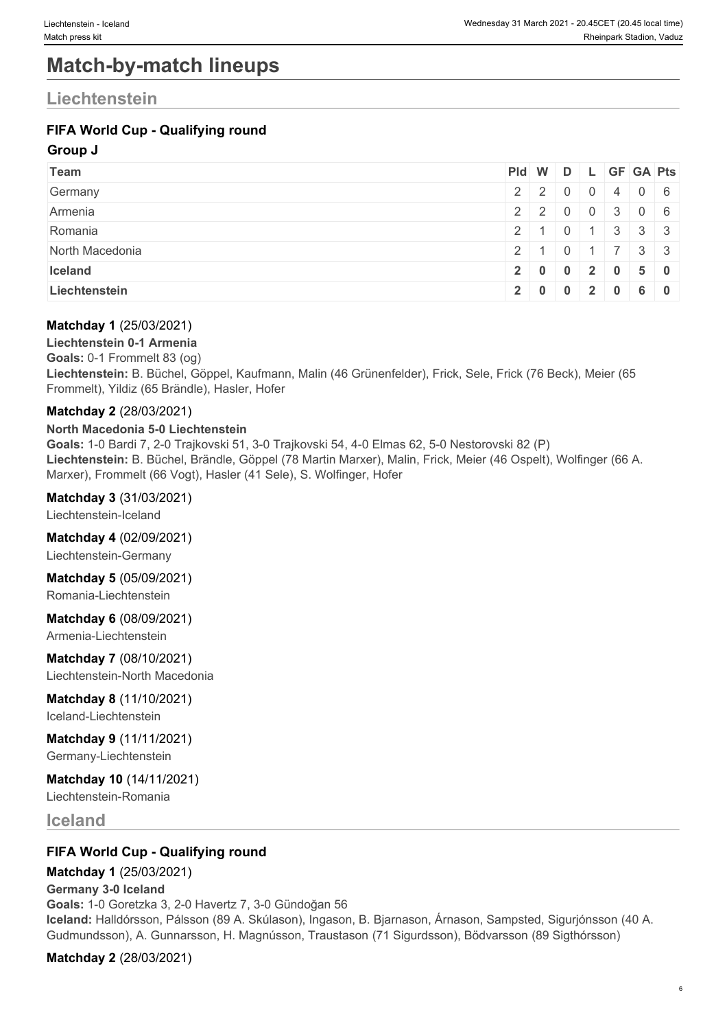# Match-by-match lineups

## Liechtenstein

### FIFA World Cup - Qualifying round

**Group J**

| Team | Pld | W | D | L | GF | GA | Pts |
|---|---|---|---|---|---|---|---|
| Germany | 2 | 2 | 0 | 0 | 4 | 0 | 6 |
| Armenia | 2 | 2 | 0 | 0 | 3 | 0 | 6 |
| Romania | 2 | 1 | 0 | 1 | 3 | 3 | 3 |
| North Macedonia | 2 | 1 | 0 | 1 | 7 | 3 | 3 |
| **Iceland** | **2** | **0** | **0** | **2** | **0** | **5** | **0** |
| **Liechtenstein** | **2** | **0** | **0** | **2** | **0** | **6** | **0** |

**Matchday 1** (25/03/2021)

**Liechtenstein 0-1 Armenia**

**Goals:** 0-1 Frommelt 83 (og)

**Liechtenstein:** B. Büchel, Göppel, Kaufmann, Malin (46 Grünenfelder), Frick, Sele, Frick (76 Beck), Meier (65 Frommelt), Yildiz (65 Brändle), Hasler, Hofer

**Matchday 2** (28/03/2021)

**North Macedonia 5-0 Liechtenstein**

**Goals:** 1-0 Bardi 7, 2-0 Trajkovski 51, 3-0 Trajkovski 54, 4-0 Elmas 62, 5-0 Nestorovski 82 (P)

**Liechtenstein:** B. Büchel, Brändle, Göppel (78 Martin Marxer), Malin, Frick, Meier (46 Ospelt), Wolfinger (66 A. Marxer), Frommelt (66 Vogt), Hasler (41 Sele), S. Wolfinger, Hofer

**Matchday 3** (31/03/2021)

Liechtenstein-Iceland

**Matchday 4** (02/09/2021)

Liechtenstein-Germany

**Matchday 5** (05/09/2021)

Romania-Liechtenstein

**Matchday 6** (08/09/2021)

Armenia-Liechtenstein

**Matchday 7** (08/10/2021)

Liechtenstein-North Macedonia

**Matchday 8** (11/10/2021)

Iceland-Liechtenstein

**Matchday 9** (11/11/2021)

Germany-Liechtenstein

**Matchday 10** (14/11/2021)

Liechtenstein-Romania

## Iceland

### FIFA World Cup - Qualifying round

**Matchday 1** (25/03/2021)

**Germany 3-0 Iceland**

**Goals:** 1-0 Goretzka 3, 2-0 Havertz 7, 3-0 Gündoğan 56

**Iceland:** Halldórsson, Pálsson (89 A. Skúlason), Ingason, B. Bjarnason, Árnason, Sampsted, Sigurjónsson (40 A. Gudmundsson), A. Gunnarsson, H. Magnússon, Traustason (71 Sigurdsson), Bödvarsson (89 Sigthórsson)

**Matchday 2** (28/03/2021)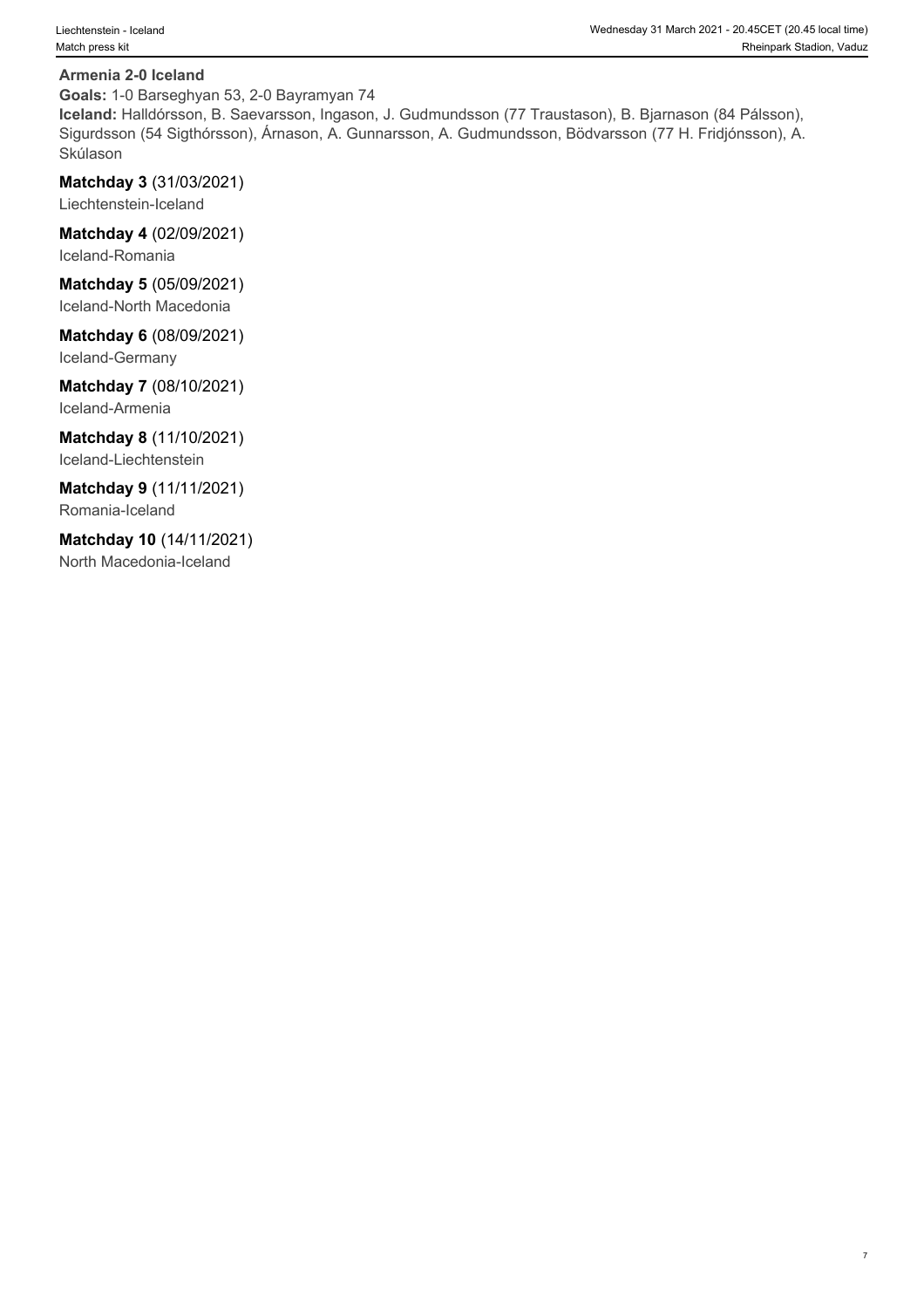**Armenia 2-0 Iceland**

**Goals:** 1-0 Barseghyan 53, 2-0 Bayramyan 74

**Iceland:** Halldórsson, B. Saevarsson, Ingason, J. Gudmundsson (77 Traustason), B. Bjarnason (84 Pálsson), Sigurdsson (54 Sigthórsson), Árnason, A. Gunnarsson, A. Gudmundsson, Bödvarsson (77 H. Fridjónsson), A. Skúlason

**Matchday 3** (31/03/2021)
Liechtenstein-Iceland

**Matchday 4** (02/09/2021)
Iceland-Romania

**Matchday 5** (05/09/2021)
Iceland-North Macedonia

**Matchday 6** (08/09/2021)
Iceland-Germany

**Matchday 7** (08/10/2021)
Iceland-Armenia

**Matchday 8** (11/10/2021)
Iceland-Liechtenstein

**Matchday 9** (11/11/2021)
Romania-Iceland

**Matchday 10** (14/11/2021)
North Macedonia-Iceland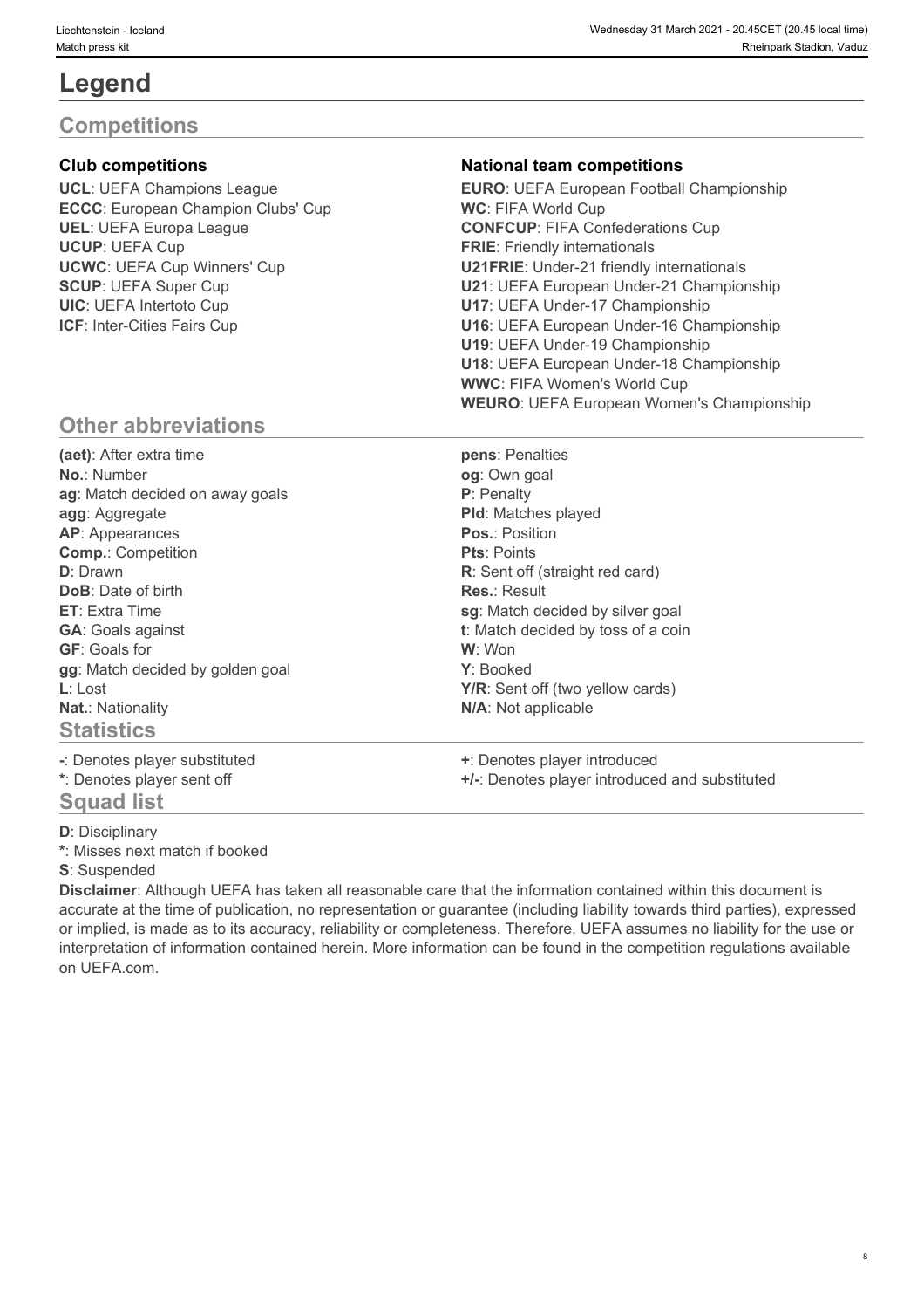# Legend

## Competitions

### Club competitions

**UCL**: UEFA Champions League
**ECCC**: European Champion Clubs' Cup
**UEL**: UEFA Europa League
**UCUP**: UEFA Cup
**UCWC**: UEFA Cup Winners' Cup
**SCUP**: UEFA Super Cup
**UIC**: UEFA Intertoto Cup
**ICF**: Inter-Cities Fairs Cup

### National team competitions

**EURO**: UEFA European Football Championship
**WC**: FIFA World Cup
**CONFCUP**: FIFA Confederations Cup
**FRIE**: Friendly internationals
**U21FRIE**: Under-21 friendly internationals
**U21**: UEFA European Under-21 Championship
**U17**: UEFA Under-17 Championship
**U16**: UEFA European Under-16 Championship
**U19**: UEFA Under-19 Championship
**U18**: UEFA European Under-18 Championship
**WWC**: FIFA Women's World Cup
**WEURO**: UEFA European Women's Championship

## Other abbreviations

**(aet)**: After extra time
**No.**: Number
**ag**: Match decided on away goals
**agg**: Aggregate
**AP**: Appearances
**Comp.**: Competition
**D**: Drawn
**DoB**: Date of birth
**ET**: Extra Time
**GA**: Goals against
**GF**: Goals for
**gg**: Match decided by golden goal
**L**: Lost
**Nat.**: Nationality
**pens**: Penalties
**og**: Own goal
**P**: Penalty
**Pld**: Matches played
**Pos.**: Position
**Pts**: Points
**R**: Sent off (straight red card)
**Res.**: Result
**sg**: Match decided by silver goal
**t**: Match decided by toss of a coin
**W**: Won
**Y**: Booked
**Y/R**: Sent off (two yellow cards)
**N/A**: Not applicable

## Statistics

**-**: Denotes player substituted
**\***: Denotes player sent off
**+**: Denotes player introduced
**+/-**: Denotes player introduced and substituted

## Squad list

**D**: Disciplinary
**\***: Misses next match if booked
**S**: Suspended

**Disclaimer**: Although UEFA has taken all reasonable care that the information contained within this document is accurate at the time of publication, no representation or guarantee (including liability towards third parties), expressed or implied, is made as to its accuracy, reliability or completeness. Therefore, UEFA assumes no liability for the use or interpretation of information contained herein. More information can be found in the competition regulations available on UEFA.com.